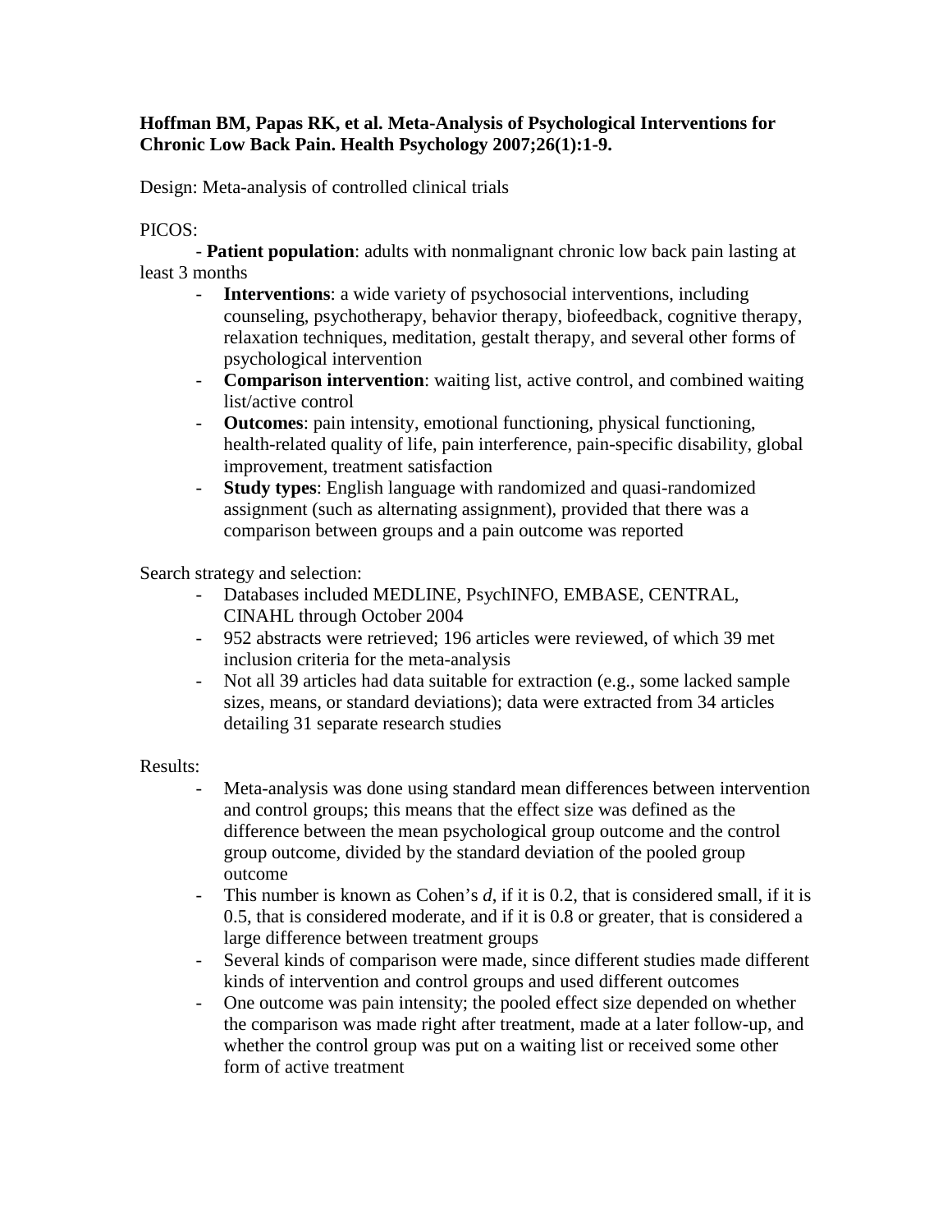**Hoffman BM, Papas RK, et al. Meta-Analysis of Psychological Interventions for Chronic Low Back Pain. Health Psychology 2007;26(1):1-9.**

Design: Meta-analysis of controlled clinical trials

PICOS:

- **Patient population**: adults with nonmalignant chronic low back pain lasting at least 3 months
- **Interventions**: a wide variety of psychosocial interventions, including counseling, psychotherapy, behavior therapy, biofeedback, cognitive therapy, relaxation techniques, meditation, gestalt therapy, and several other forms of psychological intervention
- **Comparison intervention**: waiting list, active control, and combined waiting list/active control
- **Outcomes**: pain intensity, emotional functioning, physical functioning, health-related quality of life, pain interference, pain-specific disability, global improvement, treatment satisfaction
- **Study types**: English language with randomized and quasi-randomized assignment (such as alternating assignment), provided that there was a comparison between groups and a pain outcome was reported

Search strategy and selection:

- Databases included MEDLINE, PsychINFO, EMBASE, CENTRAL, CINAHL through October 2004
- 952 abstracts were retrieved; 196 articles were reviewed, of which 39 met inclusion criteria for the meta-analysis
- Not all 39 articles had data suitable for extraction (e.g., some lacked sample sizes, means, or standard deviations); data were extracted from 34 articles detailing 31 separate research studies

Results:

- Meta-analysis was done using standard mean differences between intervention and control groups; this means that the effect size was defined as the difference between the mean psychological group outcome and the control group outcome, divided by the standard deviation of the pooled group outcome
- This number is known as Cohen's *d*, if it is 0.2, that is considered small, if it is 0.5, that is considered moderate, and if it is 0.8 or greater, that is considered a large difference between treatment groups
- Several kinds of comparison were made, since different studies made different kinds of intervention and control groups and used different outcomes
- One outcome was pain intensity; the pooled effect size depended on whether the comparison was made right after treatment, made at a later follow-up, and whether the control group was put on a waiting list or received some other form of active treatment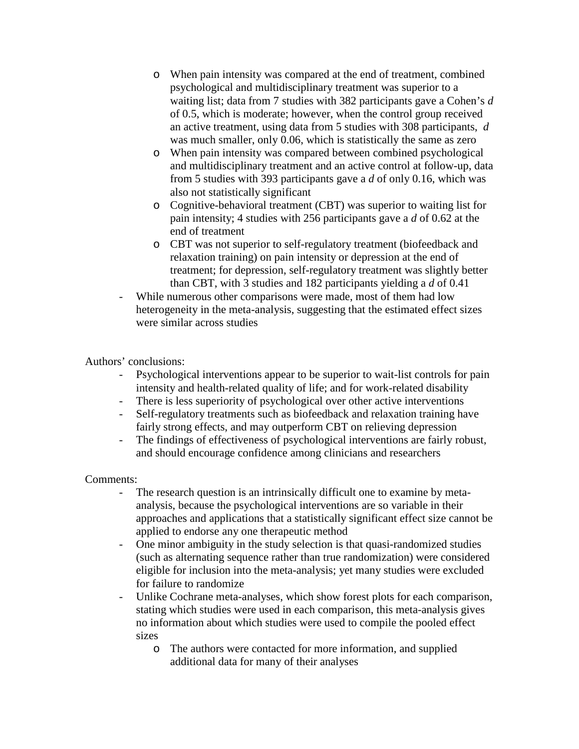- When pain intensity was compared at the end of treatment, combined psychological and multidisciplinary treatment was superior to a waiting list; data from 7 studies with 382 participants gave a Cohen's $d$ of 0.5, which is moderate; however, when the control group received an active treatment, using data from 5 studies with 308 participants, $d$ was much smaller, only 0.06, which is statistically the same as zero
  - When pain intensity was compared between combined psychological and multidisciplinary treatment and an active control at follow-up, data from 5 studies with 393 participants gave a $d$ of only 0.16, which was also not statistically significant
  - Cognitive-behavioral treatment (CBT) was superior to waiting list for pain intensity; 4 studies with 256 participants gave a $d$ of 0.62 at the end of treatment
  - CBT was not superior to self-regulatory treatment (biofeedback and relaxation training) on pain intensity or depression at the end of treatment; for depression, self-regulatory treatment was slightly better than CBT, with 3 studies and 182 participants yielding a $d$ of 0.41
- While numerous other comparisons were made, most of them had low heterogeneity in the meta-analysis, suggesting that the estimated effect sizes were similar across studies

Authors' conclusions:

- Psychological interventions appear to be superior to wait-list controls for pain intensity and health-related quality of life; and for work-related disability
- There is less superiority of psychological over other active interventions
- Self-regulatory treatments such as biofeedback and relaxation training have fairly strong effects, and may outperform CBT on relieving depression
- The findings of effectiveness of psychological interventions are fairly robust, and should encourage confidence among clinicians and researchers

Comments:

- The research question is an intrinsically difficult one to examine by meta-analysis, because the psychological interventions are so variable in their approaches and applications that a statistically significant effect size cannot be applied to endorse any one therapeutic method
- One minor ambiguity in the study selection is that quasi-randomized studies (such as alternating sequence rather than true randomization) were considered eligible for inclusion into the meta-analysis; yet many studies were excluded for failure to randomize
- Unlike Cochrane meta-analyses, which show forest plots for each comparison, stating which studies were used in each comparison, this meta-analysis gives no information about which studies were used to compile the pooled effect sizes
  - The authors were contacted for more information, and supplied additional data for many of their analyses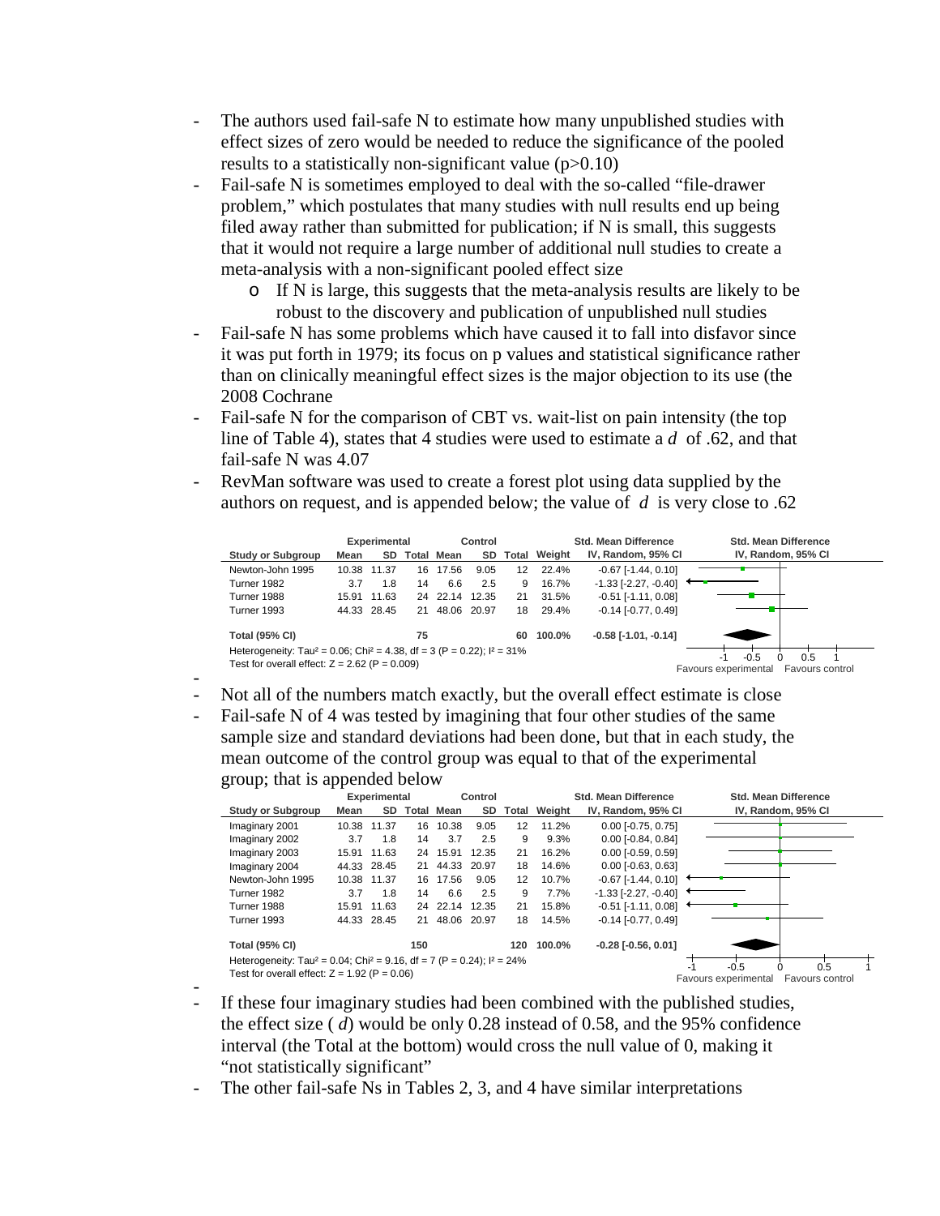- The authors used fail-safe N to estimate how many unpublished studies with effect sizes of zero would be needed to reduce the significance of the pooled results to a statistically non-significant value ($p>0.10$)
- Fail-safe N is sometimes employed to deal with the so-called "file-drawer problem," which postulates that many studies with null results end up being filed away rather than submitted for publication; if N is small, this suggests that it would not require a large number of additional null studies to create a meta-analysis with a non-significant pooled effect size
    - If N is large, this suggests that the meta-analysis results are likely to be robust to the discovery and publication of unpublished null studies
- Fail-safe N has some problems which have caused it to fall into disfavor since it was put forth in 1979; its focus on p values and statistical significance rather than on clinically meaningful effect sizes is the major objection to its use (the 2008 Cochrane
- Fail-safe N for the comparison of CBT vs. wait-list on pain intensity (the top line of Table 4), states that 4 studies were used to estimate a *d* of .62, and that fail-safe N was 4.07
- RevMan software was used to create a forest plot using data supplied by the authors on request, and is appended below; the value of *d* is very close to .62

| | Experimental | | | Control | | | | Std. Mean Difference |
|---|---|---|---|---|---|---|---|---|
| Study or Subgroup | Mean | SD | Total | Mean | SD | Total | Weight | IV, Random, 95% CI |
| Newton-John 1995 | 10.38 | 11.37 | 16 | 17.56 | 9.05 | 12 | 22.4% | -0.67 [-1.44, 0.10] |
| Turner 1982 | 3.7 | 1.8 | 14 | 6.6 | 2.5 | 9 | 16.7% | -1.33 [-2.27, -0.40] |
| Turner 1988 | 15.91 | 11.63 | 24 | 22.14 | 12.35 | 21 | 31.5% | -0.51 [-1.11, 0.08] |
| Turner 1993 | 44.33 | 28.45 | 21 | 48.06 | 20.97 | 18 | 29.4% | -0.14 [-0.77, 0.49] |
| Total (95% CI) | | | 75 | | | 60 | 100.0% | -0.58 [-1.01, -0.14] |

Heterogeneity: Tau² = 0.06; Chi² = 4.38, df = 3 (P = 0.22); I² = 31%
Test for overall effect: Z = 2.62 (P = 0.009)

- Not all of the numbers match exactly, but the overall effect estimate is close
- Fail-safe N of 4 was tested by imagining that four other studies of the same sample size and standard deviations had been done, but that in each study, the mean outcome of the control group was equal to that of the experimental group; that is appended below

| | Experimental | | | Control | | | | Std. Mean Difference |
|---|---|---|---|---|---|---|---|---|
| Study or Subgroup | Mean | SD | Total | Mean | SD | Total | Weight | IV, Random, 95% CI |
| Imaginary 2001 | 10.38 | 11.37 | 16 | 10.38 | 9.05 | 12 | 11.2% | 0.00 [-0.75, 0.75] |
| Imaginary 2002 | 3.7 | 1.8 | 14 | 3.7 | 2.5 | 9 | 9.3% | 0.00 [-0.84, 0.84] |
| Imaginary 2003 | 15.91 | 11.63 | 24 | 15.91 | 12.35 | 21 | 16.2% | 0.00 [-0.59, 0.59] |
| Imaginary 2004 | 44.33 | 28.45 | 21 | 44.33 | 20.97 | 18 | 14.6% | 0.00 [-0.63, 0.63] |
| Newton-John 1995 | 10.38 | 11.37 | 16 | 17.56 | 9.05 | 12 | 10.7% | -0.67 [-1.44, 0.10] |
| Turner 1982 | 3.7 | 1.8 | 14 | 6.6 | 2.5 | 9 | 7.7% | -1.33 [-2.27, -0.40] |
| Turner 1988 | 15.91 | 11.63 | 24 | 22.14 | 12.35 | 21 | 15.8% | -0.51 [-1.11, 0.08] |
| Turner 1993 | 44.33 | 28.45 | 21 | 48.06 | 20.97 | 18 | 14.5% | -0.14 [-0.77, 0.49] |
| Total (95% CI) | | | 150 | | | 120 | 100.0% | -0.28 [-0.56, 0.01] |

Heterogeneity: Tau² = 0.04; Chi² = 9.16, df = 7 (P = 0.24); I² = 24%
Test for overall effect: Z = 1.92 (P = 0.06)

- If these four imaginary studies had been combined with the published studies, the effect size ( *d*) would be only 0.28 instead of 0.58, and the 95% confidence interval (the Total at the bottom) would cross the null value of 0, making it "not statistically significant"
- The other fail-safe Ns in Tables 2, 3, and 4 have similar interpretations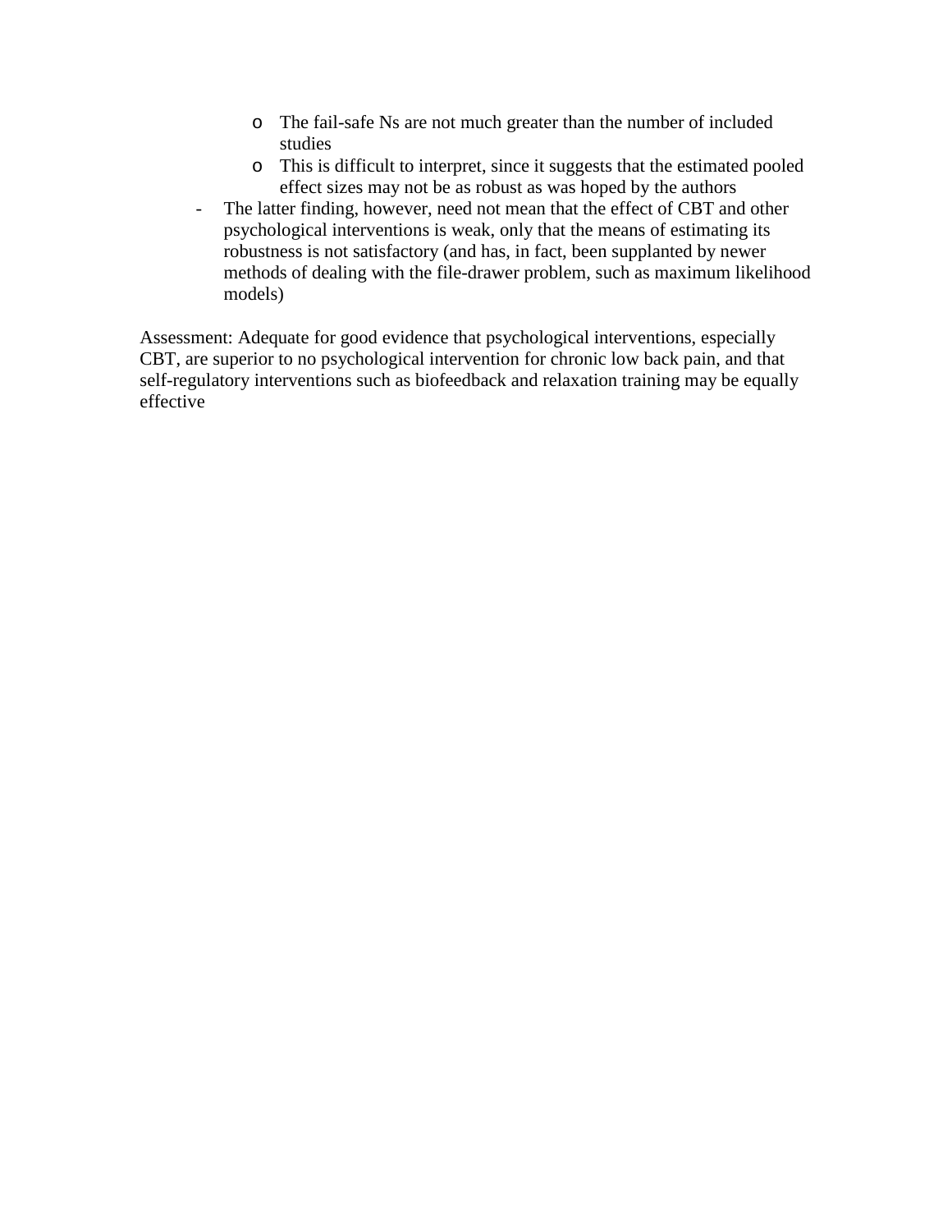- The fail-safe Ns are not much greater than the number of included studies
    - This is difficult to interpret, since it suggests that the estimated pooled effect sizes may not be as robust as was hoped by the authors
- The latter finding, however, need not mean that the effect of CBT and other psychological interventions is weak, only that the means of estimating its robustness is not satisfactory (and has, in fact, been supplanted by newer methods of dealing with the file-drawer problem, such as maximum likelihood models)

Assessment: Adequate for good evidence that psychological interventions, especially CBT, are superior to no psychological intervention for chronic low back pain, and that self-regulatory interventions such as biofeedback and relaxation training may be equally effective